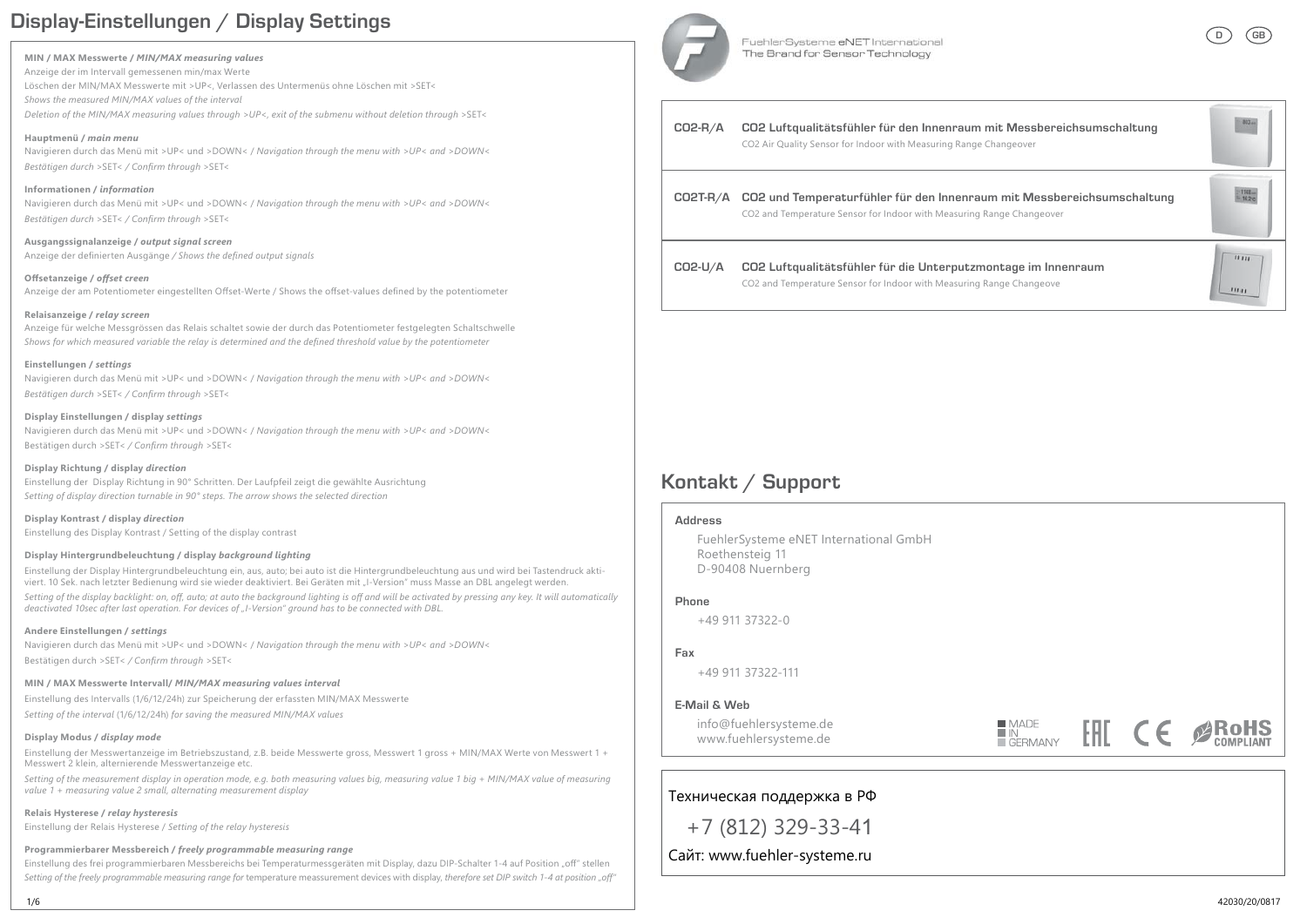# Display-Einstellungen / Display Settings

**MIN / MAX Messwerte / *MIN/MAX measuring values***

Anzeige der im Intervall gemessenen min/max Werte

Löschen der MIN/MAX Messwerte mit >UP<, Verlassen des Untermenüs ohne Löschen mit >SET<

*Shows the measured MIN/MAX values of the interval*

*Deletion of the MIN/MAX measuring values through >UP<, exit of the submenu without deletion through >SET<*

**Hauptmenü / *main menu***

Navigieren durch das Menü mit >UP< und >DOWN< / *Navigation through the menu with >UP< and >DOWN<*

*Bestätigen durch >SET< / Confirm through >SET<*

**Informationen / *information***

Navigieren durch das Menü mit >UP< und >DOWN< / *Navigation through the menu with >UP< and >DOWN<*

*Bestätigen durch >SET< / Confirm through >SET<*

**Ausgangssignalanzeige / *output signal screen***

Anzeige der definierten Ausgänge / *Shows the defined output signals*

**Offsetanzeige / *offset creen***

Anzeige der am Potentiometer eingestellten Offset-Werte / Shows the offset-values defined by the potentiometer

**Relaisanzeige / *relay screen***

Anzeige für welche Messgrössen das Relais schaltet sowie der durch das Potentiometer festgelegten Schaltschwelle

*Shows for which measured variable the relay is determined and the defined threshold value by the potentiometer*

**Einstellungen / *settings***

Navigieren durch das Menü mit >UP< und >DOWN< / *Navigation through the menu with >UP< and >DOWN<*

*Bestätigen durch >SET< / Confirm through >SET<*

**Display Einstellungen / display *settings***

Navigieren durch das Menü mit >UP< und >DOWN< / *Navigation through the menu with >UP< and >DOWN<*

Bestätigen durch >SET< / *Confirm through >SET<*

**Display Richtung / display *direction***

Einstellung der Display Richtung in 90° Schritten. Der Laufpfeil zeigt die gewählte Ausrichtung

*Setting of display direction turnable in 90° steps. The arrow shows the selected direction*

**Display Kontrast / display *direction***

Einstellung des Display Kontrast / Setting of the display contrast

**Display Hintergrundbeleuchtung / display *background lighting***

Einstellung der Display Hintergrundbeleuchtung ein, aus, auto; bei auto ist die Hintergrundbeleuchtung aus und wird bei Tastendruck aktiviert. 10 Sek. nach letzter Bedienung wird sie wieder deaktiviert. Bei Geräten mit „I-Version" muss Masse an DBL angelegt werden.

*Setting of the display backlight: on, off, auto; at auto the background lighting is off and will be activated by pressing any key. It will automatically deactivated 10sec after last operation. For devices of „I-Version" ground has to be connected with DBL.*

**Andere Einstellungen / *settings***

Navigieren durch das Menü mit >UP< und >DOWN< / *Navigation through the menu with >UP< and >DOWN<*

Bestätigen durch >SET< / *Confirm through >SET<*

**MIN / MAX Messwerte Intervall/ *MIN/MAX measuring values interval***

Einstellung des Intervalls (1/6/12/24h) zur Speicherung der erfassten MIN/MAX Messwerte

*Setting of the interval (1/6/12/24h) for saving the measured MIN/MAX values*

**Display Modus / *display mode***

Einstellung der Messwertanzeige im Betriebszustand, z.B. beide Messwerte gross, Messwert 1 gross + MIN/MAX Werte von Messwert 1 + Messwert 2 klein, alternierende Messwertanzeige etc.

*Setting of the measurement display in operation mode, e.g. both measuring values big, measuring value 1 big + MIN/MAX value of measuring value 1 + measuring value 2 small, alternating measurement display*

**Relais Hysterese / *relay hysteresis***

Einstellung der Relais Hysterese / *Setting of the relay hysteresis*

**Programmierbarer Messbereich / *freely programmable measuring range***

Einstellung des frei programmierbaren Messbereichs bei Temperaturmessgeräten mit Display, dazu DIP-Schalter 1-4 auf Position „off" stellen

*Setting of the freely programmable measuring range for* temperature meassurement devices with display, *therefore set DIP switch 1-4 at position „off"*

FuehlerSysteme eNET International
The Brand for Sensor Technology

D GB

| | |
|---|---|
| **CO2-R/A** | **CO2 Luftqualitätsfühler für den Innenraum mit Messbereichsumschaltung**<br>CO2 Air Quality Sensor for Indoor with Measuring Range Changeover |
| **CO2T-R/A** | **CO2 und Temperaturfühler für den Innenraum mit Messbereichsumschaltung**<br>CO2 and Temperature Sensor for Indoor with Measuring Range Changeover |
| **CO2-U/A** | **CO2 Luftqualitätsfühler für die Unterputzmontage im Innenraum**<br>CO2 and Temperature Sensor for Indoor with Measuring Range Changeove |

## Kontakt / Support

**Address**

FuehlerSysteme eNET International GmbH
Roethensteig 11
D-90408 Nuernberg

**Phone**

+49 911 37322-0

**Fax**

+49 911 37322-111

**E-Mail & Web**

info@fuehlersysteme.de
www.fuehlersysteme.de

MADE IN GERMANY · EAC · CE · RoHS COMPLIANT

Техническая поддержка в РФ

+7 (812) 329-33-41

Сайт: www.fuehler-systeme.ru

42030/20/0817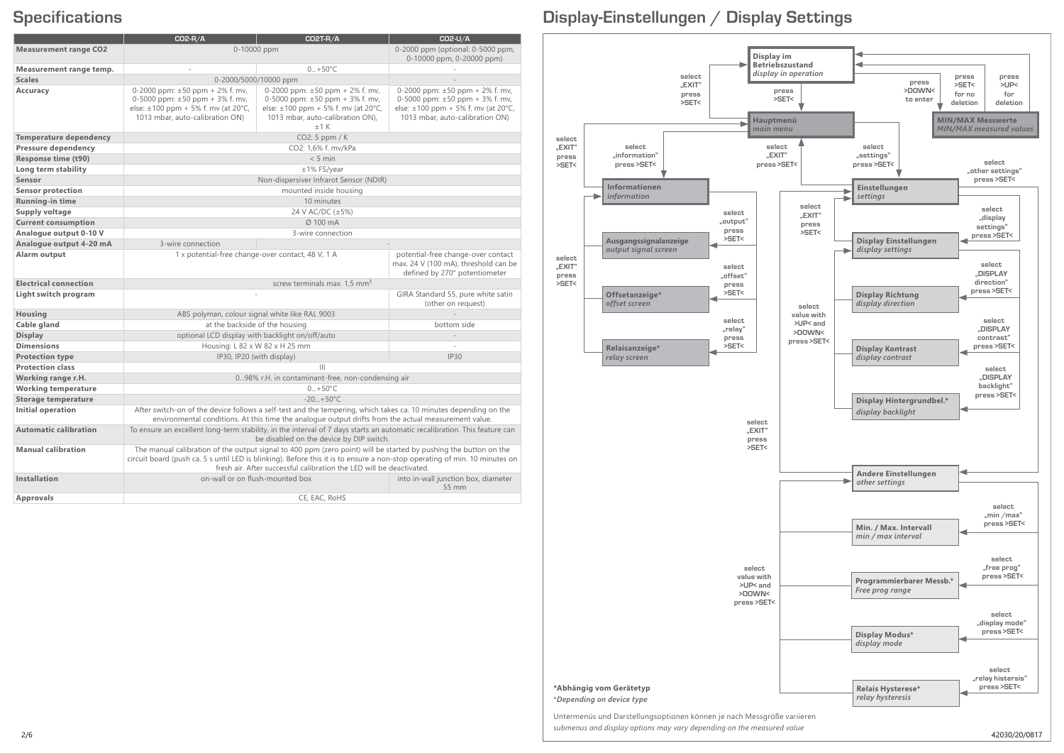## Specifications

| | CO2-R/A | CO2T-R/A | CO2-U/A |
|---|---|---|---|
| **Measurement range CO2** | 0-10000 ppm | | 0-2000 ppm (optional: 0-5000 ppm, 0-10000 ppm, 0-20000 ppm) |
| **Measurement range temp.** | - | 0...+50°C | - |
| **Scales** | 0-2000/5000/10000 ppm | | - |
| **Accuracy** | 0-2000 ppm: ±50 ppm + 2% f. mv, 0-5000 ppm: ±50 ppm + 3% f. mv, else: ±100 ppm + 5% f. mv (at 20°C, 1013 mbar, auto-calibration ON) | 0-2000 ppm: ±50 ppm + 2% f. mv, 0-5000 ppm: ±50 ppm + 3% f. mv, else: ±100 ppm + 5% f. mv (at 20°C, 1013 mbar, auto-calibration ON), ±1 K | 0-2000 ppm: ±50 ppm + 2% f. mv, 0-5000 ppm: ±50 ppm + 3% f. mv, else: ±100 ppm + 5% f. mv (at 20°C, 1013 mbar, auto-calibration ON) |
| **Temperature dependency** | CO2: 5 ppm / K | | |
| **Pressure dependency** | CO2: 1,6% f. mv/kPa | | |
| **Response time (t90)** | < 5 min | | |
| **Long term stability** | ±1% FS/year | | |
| **Sensor** | Non-dispersiver Infrarot Sensor (NDIR) | | |
| **Sensor protection** | mounted inside housing | | |
| **Running-in time** | 10 minutes | | |
| **Supply voltage** | 24 V AC/DC (±5%) | | |
| **Current consumption** | Ø 100 mA | | |
| **Analogue output 0-10 V** | 3-wire connection | | |
| **Analogue output 4-20 mA** | 3-wire connection | - | |
| **Alarm output** | 1 x potential-free change-over contact, 48 V, 1 A | | potential-free change-over contact max. 24 V (100 mA), threshold can be defined by 270° potentiometer |
| **Electrical connection** | screw terminals max. 1,5 mm² | | |
| **Light switch program** | - | | GIRA Standard 55, pure white satin (other on request) |
| **Housing** | ABS polyman, colour signal white like RAL 9003 | | - |
| **Cable gland** | at the backside of the housing | | bottom side |
| **Display** | optional LCD display with backlight on/off/auto | | - |
| **Dimensions** | Housing: L 82 x W 82 x H 25 mm | | - |
| **Protection type** | IP30, IP20 (with display) | | IP30 |
| **Protection class** | III | | |
| **Working range r.H.** | 0...98% r.H. in contaminant-free, non-condensing air | | |
| **Working temperature** | 0...+50°C | | |
| **Storage temperature** | -20...+50°C | | |
| **Initial operation** | After switch-on of the device follows a self-test and the tempering, which takes ca. 10 minutes depending on the environmental conditions. At this time the analogue output drifts from the actual measurement value. | | |
| **Automatic calibration** | To ensure an excellent long-term stability, in the interval of 7 days starts an automatic recalibration. This feature can be disabled on the device by DIP switch. | | |
| **Manual calibration** | The manual calibration of the output signal to 400 ppm (zero point) will be started by pushing the button on the circuit board (push ca. 5 s until LED is blinking). Before this it is to ensure a non-stop operating of min. 10 minutes on fresh air. After successful calibration the LED will be deactivated. | | |
| **Installation** | on-wall or on flush-mounted box | | into in-wall junction box, diameter 55 mm |
| **Approvals** | CE, EAC, RoHS | | |

## Display-Einstellungen / Display Settings

- **Display im Betriebszustand** / *display in operation*
  - press >SET< → **Hauptmenü** / *main menu* (select „EXIT" press >SET< → back to display in operation)
  - press >DOWN< to enter → **MIN/MAX Messwerte** / *MIN/MAX measured values* (press >SET< for no deletion; press >UP< for deletion)
- **Hauptmenü** / *main menu*
  - select „information" press >SET< → **Informationen** / *information* (select „EXIT" press >SET< → back)
    - select „output" press >SET< → **Ausgangssignalanzeige** / *output signal screen*
    - select „offset" press >SET< → **Offsetanzeige*** / *offset screen*
    - select „relay" press >SET< → **Relaisanzeige*** / *relay screen*
    - select „EXIT" press >SET< → back
  - select „settings" press >SET< → **Einstellungen** / *settings* (select „EXIT" press >SET< → back to main menu)
    - select „display settings" press >SET< → **Display Einstellungen** / *display settings* (select „EXIT" press >SET< → back)
      - select „DISPLAY direction" press >SET< → **Display Richtung** / *display direction*
      - select „DISPLAY contrast" press >SET< → **Display Kontrast** / *display contrast*
      - select „DISPLAY backlight" press >SET< → **Display Hintergrundbel.*** / *display backlight*
      - select value with >UP< and >DOWN< press >SET<
    - select „other settings" press >SET< → **Andere Einstellungen** / *other settings* (select „EXIT" press >SET< → back)
      - select „min /max" press >SET< → **Min. / Max. Intervall** / *min / max interval*
      - select „free prog" press >SET< → **Programmierbarer Messb.*** / *Free prog range*
      - select „display mode" press >SET< → **Display Modus*** / *display mode*
      - select „relay histersis" press >SET< → **Relais Hysterese*** / *relay hysteresis*
      - select value with >UP< and >DOWN< press >SET<

**\*Abhängig vom Gerätetyp**
*\*Depending on device type*

Untermenüs und Darstellungsoptionen können je nach Messgröße variieren
*submenus and display options may vary depending on the measured value*

42030/20/0817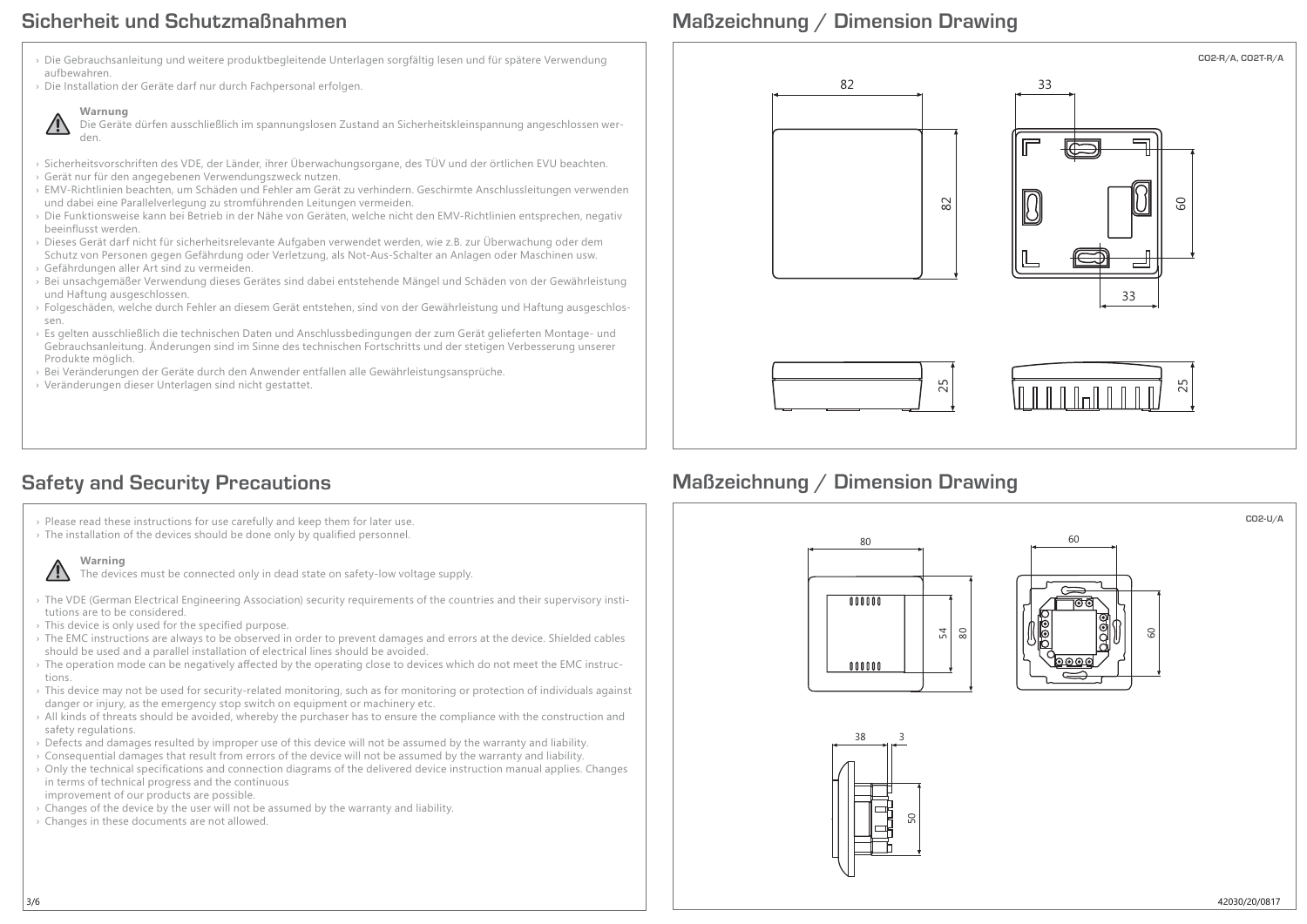## Sicherheit und Schutzmaßnahmen

- Die Gebrauchsanleitung und weitere produktbegleitende Unterlagen sorgfältig lesen und für spätere Verwendung aufbewahren.
- Die Installation der Geräte darf nur durch Fachpersonal erfolgen.

**Warnung**
Die Geräte dürfen ausschließlich im spannungslosen Zustand an Sicherheitskleinspannung angeschlossen werden.

- Sicherheitsvorschriften des VDE, der Länder, ihrer Überwachungsorgane, des TÜV und der örtlichen EVU beachten.
- Gerät nur für den angegebenen Verwendungszweck nutzen.
- EMV-Richtlinien beachten, um Schäden und Fehler am Gerät zu verhindern. Geschirmte Anschlussleitungen verwenden und dabei eine Parallelverlegung zu stromführenden Leitungen vermeiden.
- Die Funktionsweise kann bei Betrieb in der Nähe von Geräten, welche nicht den EMV-Richtlinien entsprechen, negativ beeinflusst werden.
- Dieses Gerät darf nicht für sicherheitsrelevante Aufgaben verwendet werden, wie z.B. zur Überwachung oder dem Schutz von Personen gegen Gefährdung oder Verletzung, als Not-Aus-Schalter an Anlagen oder Maschinen usw.
- Gefährdungen aller Art sind zu vermeiden.
- Bei unsachgemäßer Verwendung dieses Gerätes sind dabei entstehende Mängel und Schäden von der Gewährleistung und Haftung ausgeschlossen.
- Folgeschäden, welche durch Fehler an diesem Gerät entstehen, sind von der Gewährleistung und Haftung ausgeschlossen.
- Es gelten ausschließlich die technischen Daten und Anschlussbedingungen der zum Gerät gelieferten Montage- und Gebrauchsanleitung. Änderungen sind im Sinne des technischen Fortschritts und der stetigen Verbesserung unserer Produkte möglich.
- Bei Veränderungen der Geräte durch den Anwender entfallen alle Gewährleistungsansprüche.
- Veränderungen dieser Unterlagen sind nicht gestattet.

## Safety and Security Precautions

- Please read these instructions for use carefully and keep them for later use.
- The installation of the devices should be done only by qualified personnel.

**Warning**
The devices must be connected only in dead state on safety-low voltage supply.

- The VDE (German Electrical Engineering Association) security requirements of the countries and their supervisory institutions are to be considered.
- This device is only used for the specified purpose.
- The EMC instructions are always to be observed in order to prevent damages and errors at the device. Shielded cables should be used and a parallel installation of electrical lines should be avoided.
- The operation mode can be negatively affected by the operating close to devices which do not meet the EMC instructions.
- This device may not be used for security-related monitoring, such as for monitoring or protection of individuals against danger or injury, as the emergency stop switch on equipment or machinery etc.
- All kinds of threats should be avoided, whereby the purchaser has to ensure the compliance with the construction and safety regulations.
- Defects and damages resulted by improper use of this device will not be assumed by the warranty and liability.
- Consequential damages that result from errors of the device will not be assumed by the warranty and liability.
- Only the technical specifications and connection diagrams of the delivered device instruction manual applies. Changes in terms of technical progress and the continuous improvement of our products are possible.
- Changes of the device by the user will not be assumed by the warranty and liability.
- Changes in these documents are not allowed.

## Maßzeichnung / Dimension Drawing

CO2-R/A, CO2T-R/A

82 | 82 | 33 | 60 | 33 | 25 | 25

## Maßzeichnung / Dimension Drawing

CO2-U/A

80 | 54 | 80 | 60 | 60 | 38 | 3 | 50

42030/20/0817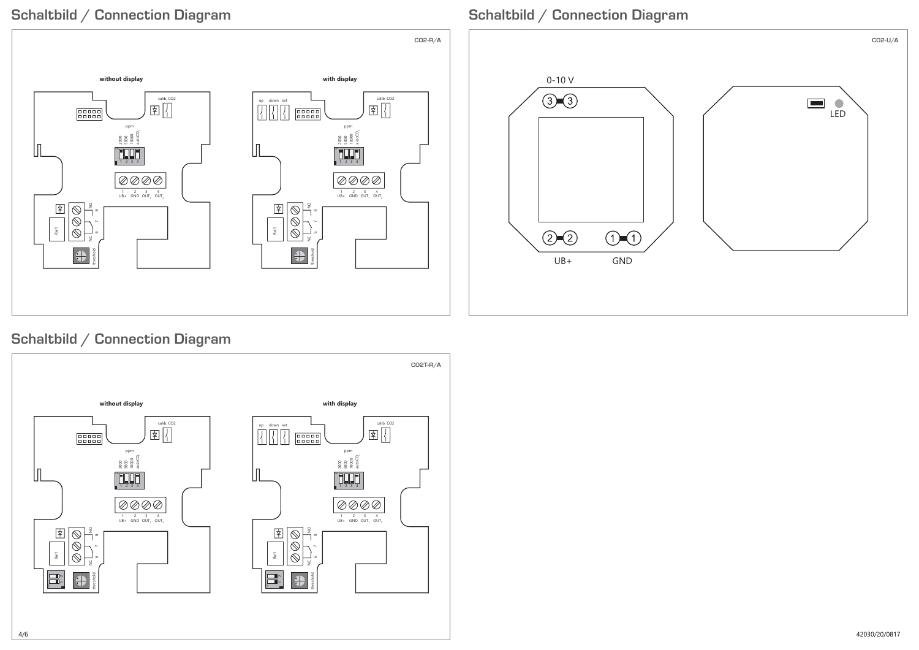## Schaltbild / Connection Diagram

CO2-R/A

**without display**

calib. CO2

ppm

2000 5000 10000 auto$CO_2$

1 2 3 4

1 UB+ 2 GND 3 $OUT_1$ 4 $OUT_2$

Rel 1

NO 8 7 6 NC

threshold

**with display**

up down set

calib. CO2

ppm

2000 5000 10000 auto$CO_2$

1 2 3 4

1 UB+ 2 GND 3 $OUT_1$ 4 $OUT_2$

Rel 1

NO 8 7 6 NC

threshold

## Schaltbild / Connection Diagram

CO2-U/A

0-10 V

3 3

2 2 UB+

1 1 GND

LED

## Schaltbild / Connection Diagram

CO2T-R/A

**without display**

calib. CO2

ppm

2000 5000 10000 auto$CO_2$

1 2 3 4

1 UB+ 2 GND 3 $OUT_1$ 4 $OUT_2$

Rel 1

NO 8 7 6 NC

threshold

**with display**

up down set

calib. CO2

ppm

2000 5000 10000 auto$CO_2$

1 2 3 4

1 UB+ 2 GND 3 $OUT_1$ 4 $OUT_2$

Rel 1

NO 8 7 6 NC

threshold

42030/20/0817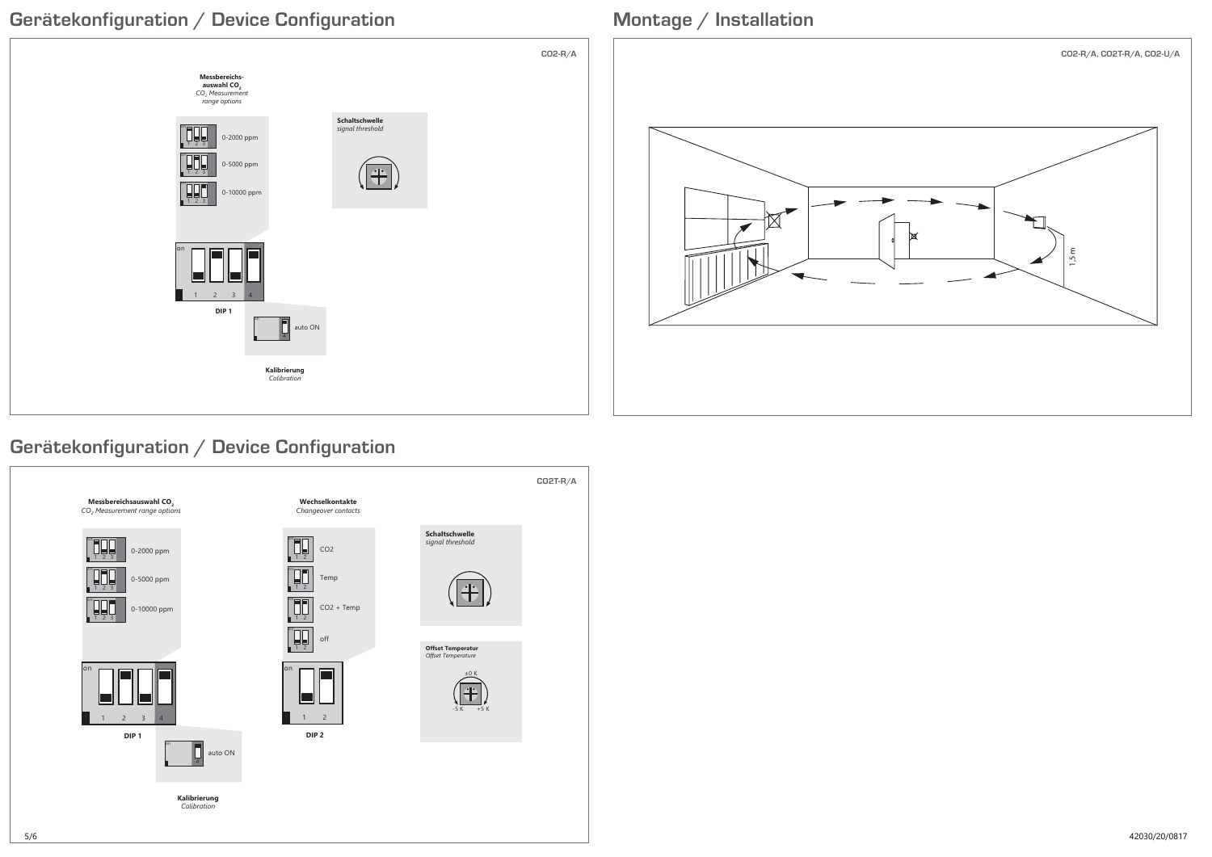## Gerätekonfiguration / Device Configuration

CO2-R/A

**Messbereichs-auswahl $CO_2$**
*$CO_2$ Measurement range options*

- 0-2000 ppm
- 0-5000 ppm
- 0-10000 ppm

on

1 2 3 4

**DIP 1**

auto ON

**Kalibrierung**
*Calibration*

**Schaltschwelle**
*signal threshold*

## Montage / Installation

CO2-R/A, CO2T-R/A, CO2-U/A

1,5 m

## Gerätekonfiguration / Device Configuration

CO2T-R/A

**Messbereichsauswahl $CO_2$**
*$CO_2$ Measurement range options*

- 0-2000 ppm
- 0-5000 ppm
- 0-10000 ppm

on

1 2 3 4

**DIP 1**

auto ON

**Kalibrierung**
*Calibration*

**Wechselkontakte**
*Changeover contacts*

- CO2
- Temp
- CO2 + Temp
- off

on

1 2

**DIP 2**

**Schaltschwelle**
*signal threshold*

**Offset Temperatur**
*Offset Temperature*

±0 K

-5 K +5 K

42030/20/0817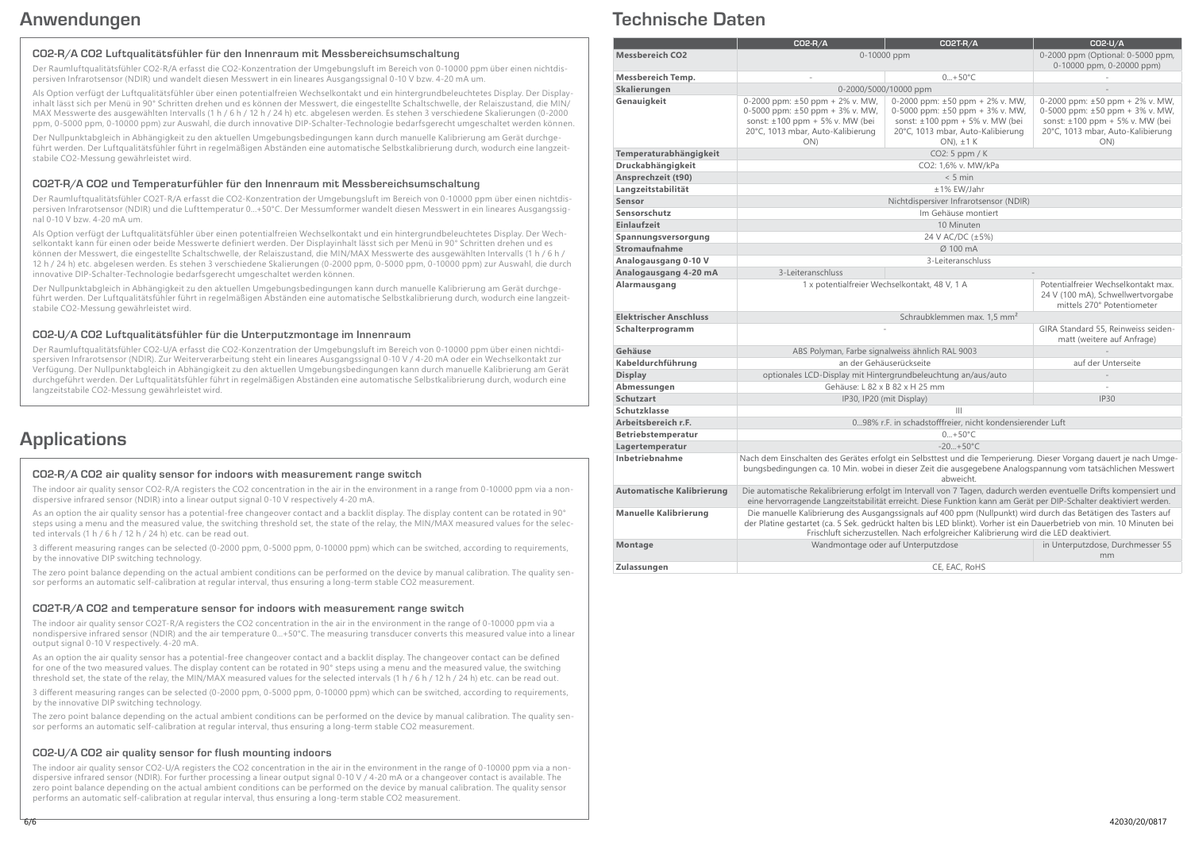## Anwendungen

### CO2-R/A CO2 Luftqualitätsfühler für den Innenraum mit Messbereichsumschaltung

Der Raumluftqualitätsfühler CO2-R/A erfasst die CO2-Konzentration der Umgebungsluft im Bereich von 0-10000 ppm über einen nichtdispersiven Infrarotsensor (NDIR) und wandelt diesen Messwert in ein lineares Ausgangssignal 0-10 V bzw. 4-20 mA um.

Als Option verfügt der Luftqualitätsfühler über einen potentialfreien Wechselkontakt und ein hintergrundbeleuchtetes Display. Der Displayinhalt lässt sich per Menü in 90° Schritten drehen und es können der Messwert, die eingestellte Schaltschwelle, der Relaiszustand, die MIN/MAX Messwerte des ausgewählten Intervalls (1 h / 6 h / 12 h / 24 h) etc. abgelesen werden. Es stehen 3 verschiedene Skalierungen (0-2000 ppm, 0-5000 ppm, 0-10000 ppm) zur Auswahl, die durch innovative DIP-Schalter-Technologie bedarfsgerecht umgeschaltet werden können.

Der Nullpunktabgleich in Abhängigkeit zu den aktuellen Umgebungsbedingungen kann durch manuelle Kalibrierung am Gerät durchgeführt werden. Der Luftqualitätsfühler führt in regelmäßigen Abständen eine automatische Selbstkalibrierung durch, wodurch eine langzeitstabile CO2-Messung gewährleistet wird.

### CO2T-R/A CO2 und Temperaturfühler für den Innenraum mit Messbereichsumschaltung

Der Raumluftqualitätsfühler CO2T-R/A erfasst die CO2-Konzentration der Umgebungsluft im Bereich von 0-10000 ppm über einen nichtdispersiven Infrarotsensor (NDIR) und die Lufttemperatur 0...+50°C. Der Messumformer wandelt diesen Messwert in ein lineares Ausgangssignal 0-10 V bzw. 4-20 mA um.

Als Option verfügt der Luftqualitätsfühler über einen potentialfreien Wechselkontakt und ein hintergrundbeleuchtetes Display. Der Wechselkontakt kann für einen oder beide Messwerte definiert werden. Der Displayinhalt lässt sich per Menü in 90° Schritten drehen und es können der Messwert, die eingestellte Schaltschwelle, der Relaiszustand, die MIN/MAX Messwerte des ausgewählten Intervalls (1 h / 6 h / 12 h / 24 h) etc. abgelesen werden. Es stehen 3 verschiedene Skalierungen (0-2000 ppm, 0-5000 ppm, 0-10000 ppm) zur Auswahl, die durch innovative DIP-Schalter-Technologie bedarfsgerecht umgeschaltet werden können.

Der Nullpunktabgleich in Abhängigkeit zu den aktuellen Umgebungsbedingungen kann durch manuelle Kalibrierung am Gerät durchgeführt werden. Der Luftqualitätsfühler führt in regelmäßigen Abständen eine automatische Selbstkalibrierung durch, wodurch eine langzeitstabile CO2-Messung gewährleistet wird.

### CO2-U/A CO2 Luftqualitätsfühler für die Unterputzmontage im Innenraum

Der Raumluftqualitätsfühler CO2-U/A erfasst die CO2-Konzentration der Umgebungsluft im Bereich von 0-10000 ppm über einen nichtdispersiven Infrarotsensor (NDIR). Zur Weiterverarbeitung steht ein lineares Ausgangssignal 0-10 V / 4-20 mA oder ein Wechselkontakt zur Verfügung. Der Nullpunktabgleich in Abhängigkeit zu den aktuellen Umgebungsbedingungen kann durch manuelle Kalibrierung am Gerät durchgeführt werden. Der Luftqualitätsfühler führt in regelmäßigen Abständen eine automatische Selbstkalibrierung durch, wodurch eine langzeitstabile CO2-Messung gewährleistet wird.

## Applications

### CO2-R/A CO2 air quality sensor for indoors with measurement range switch

The indoor air quality sensor CO2-R/A registers the CO2 concentration in the air in the environment in a range from 0-10000 ppm via a non-dispersive infrared sensor (NDIR) into a linear output signal 0-10 V respectively 4-20 mA.

As an option the air quality sensor has a potential-free changeover contact and a backlit display. The display content can be rotated in 90° steps using a menu and the measured value, the switching threshold set, the state of the relay, the MIN/MAX measured values for the selected intervals (1 h / 6 h / 12 h / 24 h) etc. can be read out.

3 different measuring ranges can be selected (0-2000 ppm, 0-5000 ppm, 0-10000 ppm) which can be switched, according to requirements, by the innovative DIP switching technology.

The zero point balance depending on the actual ambient conditions can be performed on the device by manual calibration. The quality sensor performs an automatic self-calibration at regular interval, thus ensuring a long-term stable CO2 measurement.

### CO2T-R/A CO2 and temperature sensor for indoors with measurement range switch

The indoor air quality sensor CO2T-R/A registers the CO2 concentration in the air in the environment in the range of 0-10000 ppm via a nondispersive infrared sensor (NDIR) and the air temperature 0...+50°C. The measuring transducer converts this measured value into a linear output signal 0-10 V respectively. 4-20 mA.

As an option the air quality sensor has a potential-free changeover contact and a backlit display. The changeover contact can be defined for one of the two measured values. The display content can be rotated in 90° steps using a menu and the measured value, the switching threshold set, the state of the relay, the MIN/MAX measured values for the selected intervals (1 h / 6 h / 12 h / 24 h) etc. can be read out.

3 different measuring ranges can be selected (0-2000 ppm, 0-5000 ppm, 0-10000 ppm) which can be switched, according to requirements, by the innovative DIP switching technology.

The zero point balance depending on the actual ambient conditions can be performed on the device by manual calibration. The quality sensor performs an automatic self-calibration at regular interval, thus ensuring a long-term stable CO2 measurement.

### CO2-U/A CO2 air quality sensor for flush mounting indoors

The indoor air quality sensor CO2-U/A registers the CO2 concentration in the air in the environment in the range of 0-10000 ppm via a non-dispersive infrared sensor (NDIR). For further processing a linear output signal 0-10 V / 4-20 mA or a changeover contact is available. The zero point balance depending on the actual ambient conditions can be performed on the device by manual calibration. The quality sensor performs an automatic self-calibration at regular interval, thus ensuring a long-term stable CO2 measurement.

## Technische Daten

| | CO2-R/A | CO2T-R/A | CO2-U/A |
|---|---|---|---|
| **Messbereich CO2** | 0-10000 ppm | | 0-2000 ppm (Optional: 0-5000 ppm, 0-10000 ppm, 0-20000 ppm) |
| **Messbereich Temp.** | - | 0...+50°C | - |
| **Skalierungen** | 0-2000/5000/10000 ppm | | - |
| **Genauigkeit** | 0-2000 ppm: ±50 ppm + 2% v. MW, 0-5000 ppm: ±50 ppm + 3% v. MW, sonst: ±100 ppm + 5% v. MW (bei 20°C, 1013 mbar, Auto-Kalibierung ON) | 0-2000 ppm: ±50 ppm + 2% v. MW, 0-5000 ppm: ±50 ppm + 3% v. MW, sonst: ±100 ppm + 5% v. MW (bei 20°C, 1013 mbar, Auto-Kalibierung ON), ±1 K | 0-2000 ppm: ±50 ppm + 2% v. MW, 0-5000 ppm: ±50 ppm + 3% v. MW, sonst: ±100 ppm + 5% v. MW (bei 20°C, 1013 mbar, Auto-Kalibierung ON) |
| **Temperaturabhängigkeit** | CO2: 5 ppm / K | | |
| **Druckabhängigkeit** | CO2: 1,6% v. MW/kPa | | |
| **Ansprechzeit (t90)** | < 5 min | | |
| **Langzeitstabilität** | ±1% EW/Jahr | | |
| **Sensor** | Nichtdispersiver Infrarotsensor (NDIR) | | |
| **Sensorschutz** | Im Gehäuse montiert | | |
| **Einlaufzeit** | 10 Minuten | | |
| **Spannungsversorgung** | 24 V AC/DC (±5%) | | |
| **Stromaufnahme** | Ø 100 mA | | |
| **Analogausgang 0-10 V** | 3-Leiteranschluss | | |
| **Analogausgang 4-20 mA** | 3-Leiteranschluss | - | |
| **Alarmausgang** | 1 x potentialfreier Wechselkontakt, 48 V, 1 A | | Potentialfreier Wechselkontakt max. 24 V (100 mA), Schwellwertvorgabe mittels 270° Potentiometer |
| **Elektrischer Anschluss** | Schraubklemmen max. 1,5 mm² | | |
| **Schalterprogramm** | - | | GIRA Standard 55, Reinweiss seidenmatt (weitere auf Anfrage) |
| **Gehäuse** | ABS Polyman, Farbe signalweiss ähnlich RAL 9003 | | - |
| **Kabeldurchführung** | an der Gehäuserückseite | | auf der Unterseite |
| **Display** | optionales LCD-Display mit Hintergrundbeleuchtung an/aus/auto | | - |
| **Abmessungen** | Gehäuse: L 82 x B 82 x H 25 mm | | - |
| **Schutzart** | IP30, IP20 (mit Display) | | IP30 |
| **Schutzklasse** | III | | |
| **Arbeitsbereich r.F.** | 0...98% r.F. in schadstofffreier, nicht kondensierender Luft | | |
| **Betriebstemperatur** | 0...+50°C | | |
| **Lagertemperatur** | -20...+50°C | | |
| **Inbetriebnahme** | Nach dem Einschalten des Gerätes erfolgt ein Selbsttest und die Temperierung. Dieser Vorgang dauert je nach Umgebungsbedingungen ca. 10 Min. wobei in dieser Zeit die ausgegebene Analogspannung vom tatsächlichen Messwert abweicht. | | |
| **Automatische Kalibrierung** | Die automatische Rekalibrierung erfolgt im Intervall von 7 Tagen, dadurch werden eventuelle Drifts kompensiert und eine hervorragende Langzeitstabilität erreicht. Diese Funktion kann am Gerät per DIP-Schalter deaktiviert werden. | | |
| **Manuelle Kalibrierung** | Die manuelle Kalibrierung des Ausgangssignals auf 400 ppm (Nullpunkt) wird durch das Betätigen des Tasters auf der Platine gestartet (ca. 5 Sek. gedrückt halten bis LED blinkt). Vorher ist ein Dauerbetrieb von min. 10 Minuten bei Frischluft sicherzustellen. Nach erfolgreicher Kalibrierung wird die LED deaktiviert. | | |
| **Montage** | Wandmontage oder auf Unterputzdose | | in Unterputzdose, Durchmesser 55 mm |
| **Zulassungen** | CE, EAC, RoHS | | |

42030/20/0817